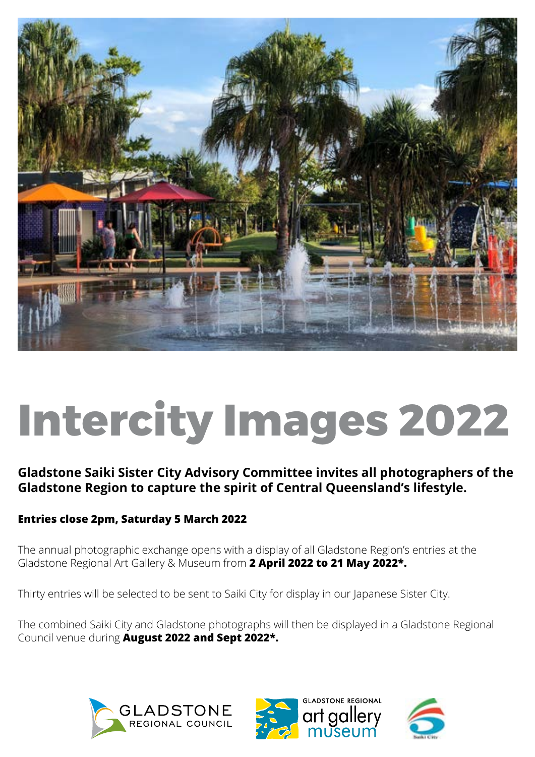# Intercity Images 2022

**Gladstone Saiki Sister City Advisory Committee invites all photographers of the Gladstone Region to capture the spirit of Central Queensland's lifestyle.**

**Entries close 2pm, Saturday 5 March 2022**

The annual photographic exchange opens with a display of all Gladstone Region's entries at the Gladstone Regional Art Gallery & Museum from **2 April 2022 to 21 May 2022*.**

Thirty entries will be selected to be sent to Saiki City for display in our Japanese Sister City.

The combined Saiki City and Gladstone photographs will then be displayed in a Gladstone Regional Council venue during **August 2022 and Sept 2022*.**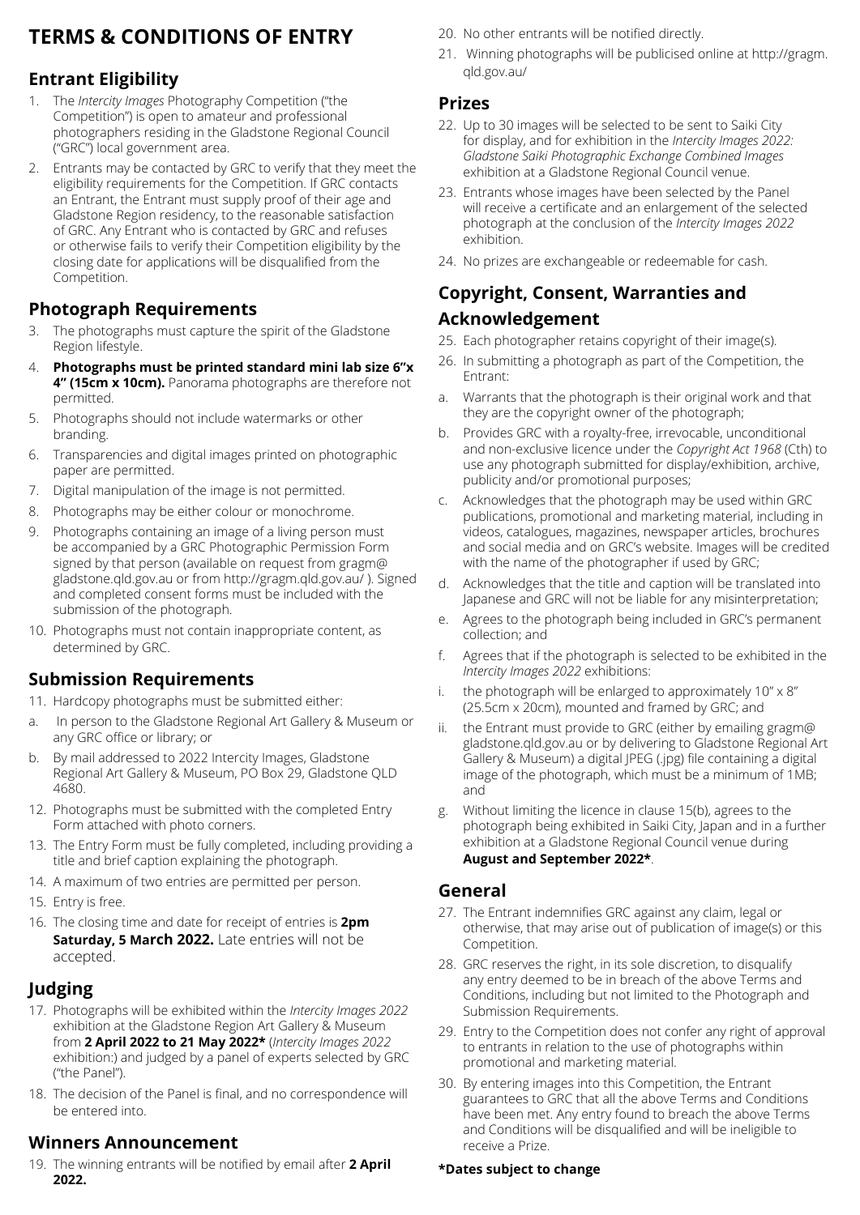# TERMS & CONDITIONS OF ENTRY

## Entrant Eligibility

1. The *Intercity Images* Photography Competition ("the Competition") is open to amateur and professional photographers residing in the Gladstone Regional Council ("GRC") local government area.
2. Entrants may be contacted by GRC to verify that they meet the eligibility requirements for the Competition. If GRC contacts an Entrant, the Entrant must supply proof of their age and Gladstone Region residency, to the reasonable satisfaction of GRC. Any Entrant who is contacted by GRC and refuses or otherwise fails to verify their Competition eligibility by the closing date for applications will be disqualified from the Competition.

## Photograph Requirements

3. The photographs must capture the spirit of the Gladstone Region lifestyle.
4. **Photographs must be printed standard mini lab size 6"x 4" (15cm x 10cm).** Panorama photographs are therefore not permitted.
5. Photographs should not include watermarks or other branding.
6. Transparencies and digital images printed on photographic paper are permitted.
7. Digital manipulation of the image is not permitted.
8. Photographs may be either colour or monochrome.
9. Photographs containing an image of a living person must be accompanied by a GRC Photographic Permission Form signed by that person (available on request from gragm@gladstone.qld.gov.au or from http://gragm.qld.gov.au/ ). Signed and completed consent forms must be included with the submission of the photograph.
10. Photographs must not contain inappropriate content, as determined by GRC.

## Submission Requirements

11. Hardcopy photographs must be submitted either:
    a. In person to the Gladstone Regional Art Gallery & Museum or any GRC office or library; or
    b. By mail addressed to 2022 Intercity Images, Gladstone Regional Art Gallery & Museum, PO Box 29, Gladstone QLD 4680.
12. Photographs must be submitted with the completed Entry Form attached with photo corners.
13. The Entry Form must be fully completed, including providing a title and brief caption explaining the photograph.
14. A maximum of two entries are permitted per person.
15. Entry is free.
16. The closing time and date for receipt of entries is **2pm Saturday, 5 March 2022.** Late entries will not be accepted.

## Judging

17. Photographs will be exhibited within the *Intercity Images 2022* exhibition at the Gladstone Region Art Gallery & Museum from **2 April 2022 to 21 May 2022\*** (*Intercity Images 2022* exhibition:) and judged by a panel of experts selected by GRC ("the Panel").
18. The decision of the Panel is final, and no correspondence will be entered into.

## Winners Announcement

19. The winning entrants will be notified by email after **2 April 2022.**
20. No other entrants will be notified directly.
21. Winning photographs will be publicised online at http://gragm.qld.gov.au/

## Prizes

22. Up to 30 images will be selected to be sent to Saiki City for display, and for exhibition in the *Intercity Images 2022: Gladstone Saiki Photographic Exchange Combined Images* exhibition at a Gladstone Regional Council venue.
23. Entrants whose images have been selected by the Panel will receive a certificate and an enlargement of the selected photograph at the conclusion of the *Intercity Images 2022* exhibition.
24. No prizes are exchangeable or redeemable for cash.

## Copyright, Consent, Warranties and Acknowledgement

25. Each photographer retains copyright of their image(s).
26. In submitting a photograph as part of the Competition, the Entrant:
    a. Warrants that the photograph is their original work and that they are the copyright owner of the photograph;
    b. Provides GRC with a royalty-free, irrevocable, unconditional and non-exclusive licence under the *Copyright Act 1968* (Cth) to use any photograph submitted for display/exhibition, archive, publicity and/or promotional purposes;
    c. Acknowledges that the photograph may be used within GRC publications, promotional and marketing material, including in videos, catalogues, magazines, newspaper articles, brochures and social media and on GRC's website. Images will be credited with the name of the photographer if used by GRC;
    d. Acknowledges that the title and caption will be translated into Japanese and GRC will not be liable for any misinterpretation;
    e. Agrees to the photograph being included in GRC's permanent collection; and
    f. Agrees that if the photograph is selected to be exhibited in the *Intercity Images 2022* exhibitions:
       i. the photograph will be enlarged to approximately 10" x 8" (25.5cm x 20cm), mounted and framed by GRC; and
       ii. the Entrant must provide to GRC (either by emailing gragm@gladstone.qld.gov.au or by delivering to Gladstone Regional Art Gallery & Museum) a digital JPEG (.jpg) file containing a digital image of the photograph, which must be a minimum of 1MB; and
    g. Without limiting the licence in clause 15(b), agrees to the photograph being exhibited in Saiki City, Japan and in a further exhibition at a Gladstone Regional Council venue during **August and September 2022\***.

## General

27. The Entrant indemnifies GRC against any claim, legal or otherwise, that may arise out of publication of image(s) or this Competition.
28. GRC reserves the right, in its sole discretion, to disqualify any entry deemed to be in breach of the above Terms and Conditions, including but not limited to the Photograph and Submission Requirements.
29. Entry to the Competition does not confer any right of approval to entrants in relation to the use of photographs within promotional and marketing material.
30. By entering images into this Competition, the Entrant guarantees to GRC that all the above Terms and Conditions have been met. Any entry found to breach the above Terms and Conditions will be disqualified and will be ineligible to receive a Prize.

**\*Dates subject to change**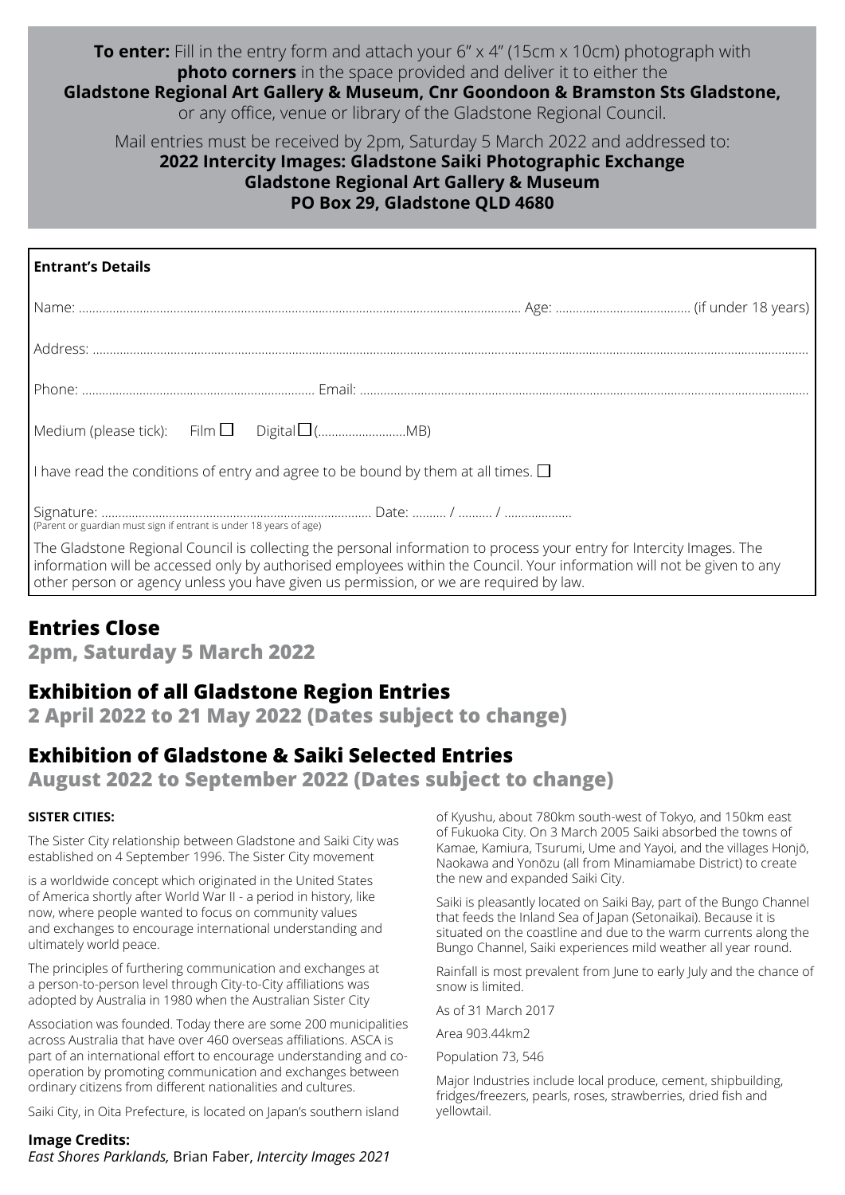**To enter:** Fill in the entry form and attach your 6" x 4" (15cm x 10cm) photograph with **photo corners** in the space provided and deliver it to either the **Gladstone Regional Art Gallery & Museum, Cnr Goondoon & Bramston Sts Gladstone,** or any office, venue or library of the Gladstone Regional Council.

Mail entries must be received by 2pm, Saturday 5 March 2022 and addressed to:
**2022 Intercity Images: Gladstone Saiki Photographic Exchange**
**Gladstone Regional Art Gallery & Museum**
**PO Box 29, Gladstone QLD 4680**

**Entrant's Details**

Name: ........................................ Age: ........................ (if under 18 years)

Address: ........................................................................................................

Phone: ........................................ Email: ........................................

Medium (please tick): Film ☐ Digital ☐ (..........................MB)

I have read the conditions of entry and agree to be bound by them at all times. ☐

Signature: ........................................ Date: .......... / .......... / ..................
(Parent or guardian must sign if entrant is under 18 years of age)

The Gladstone Regional Council is collecting the personal information to process your entry for Intercity Images. The information will be accessed only by authorised employees within the Council. Your information will not be given to any other person or agency unless you have given us permission, or we are required by law.

## Entries Close
**2pm, Saturday 5 March 2022**

## Exhibition of all Gladstone Region Entries
**2 April 2022 to 21 May 2022 (Dates subject to change)**

## Exhibition of Gladstone & Saiki Selected Entries
**August 2022 to September 2022 (Dates subject to change)**

**SISTER CITIES:**

The Sister City relationship between Gladstone and Saiki City was established on 4 September 1996. The Sister City movement is a worldwide concept which originated in the United States of America shortly after World War II - a period in history, like now, where people wanted to focus on community values and exchanges to encourage international understanding and ultimately world peace.

The principles of furthering communication and exchanges at a person-to-person level through City-to-City affiliations was adopted by Australia in 1980 when the Australian Sister City Association was founded. Today there are some 200 municipalities across Australia that have over 460 overseas affiliations. ASCA is part of an international effort to encourage understanding and co-operation by promoting communication and exchanges between ordinary citizens from different nationalities and cultures.

Saiki City, in Oita Prefecture, is located on Japan's southern island of Kyushu, about 780km south-west of Tokyo, and 150km east of Fukuoka City. On 3 March 2005 Saiki absorbed the towns of Kamae, Kamiura, Tsurumi, Ume and Yayoi, and the villages Honjō, Naokawa and Yonōzu (all from Minamiamabe District) to create the new and expanded Saiki City.

Saiki is pleasantly located on Saiki Bay, part of the Bungo Channel that feeds the Inland Sea of Japan (Setonaikai). Because it is situated on the coastline and due to the warm currents along the Bungo Channel, Saiki experiences mild weather all year round.

Rainfall is most prevalent from June to early July and the chance of snow is limited.

As of 31 March 2017

Area 903.44km2

Population 73, 546

Major Industries include local produce, cement, shipbuilding, fridges/freezers, pearls, roses, strawberries, dried fish and yellowtail.

**Image Credits:**
*East Shores Parklands,* Brian Faber, *Intercity Images 2021*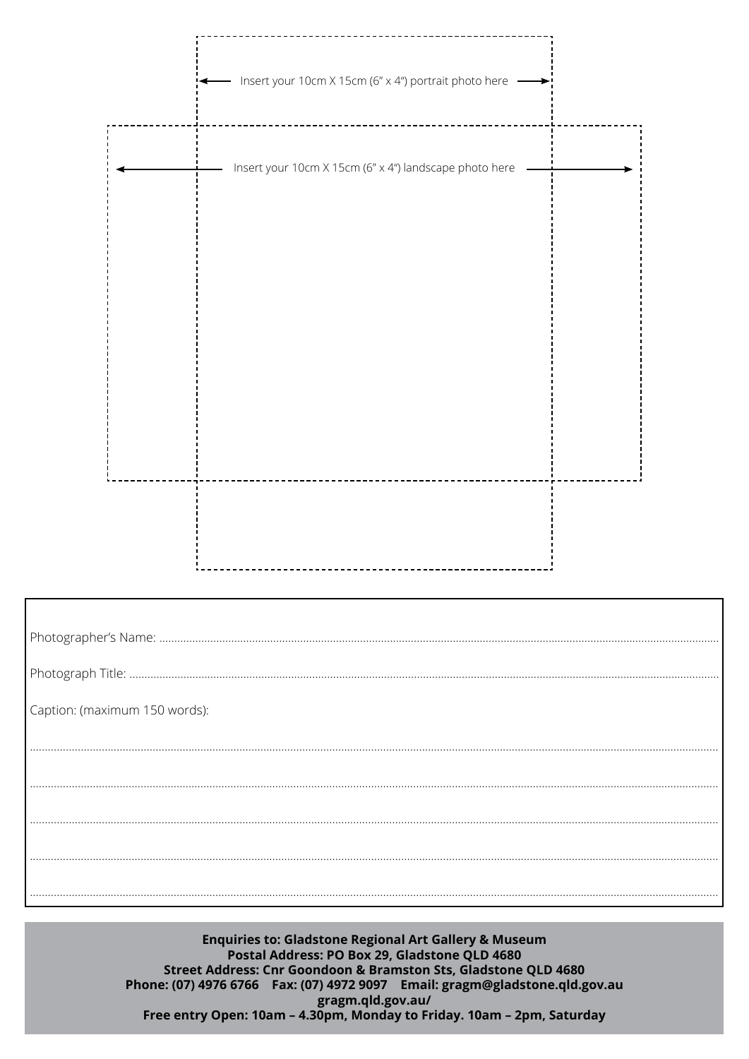Insert your 10cm X 15cm (6" x 4") portrait photo here

Insert your 10cm X 15cm (6" x 4") landscape photo here

Photographer's Name: ..............................................................................................................................................

Photograph Title: ..............................................................................................................................................

Caption: (maximum 150 words):

..............................................................................................................................................

..............................................................................................................................................

..............................................................................................................................................

..............................................................................................................................................

..............................................................................................................................................

**Enquiries to: Gladstone Regional Art Gallery & Museum**
**Postal Address: PO Box 29, Gladstone QLD 4680**
**Street Address: Cnr Goondoon & Bramston Sts, Gladstone QLD 4680**
**Phone: (07) 4976 6766 Fax: (07) 4972 9097 Email: gragm@gladstone.qld.gov.au**
**gragm.qld.gov.au/**
**Free entry Open: 10am – 4.30pm, Monday to Friday. 10am – 2pm, Saturday**